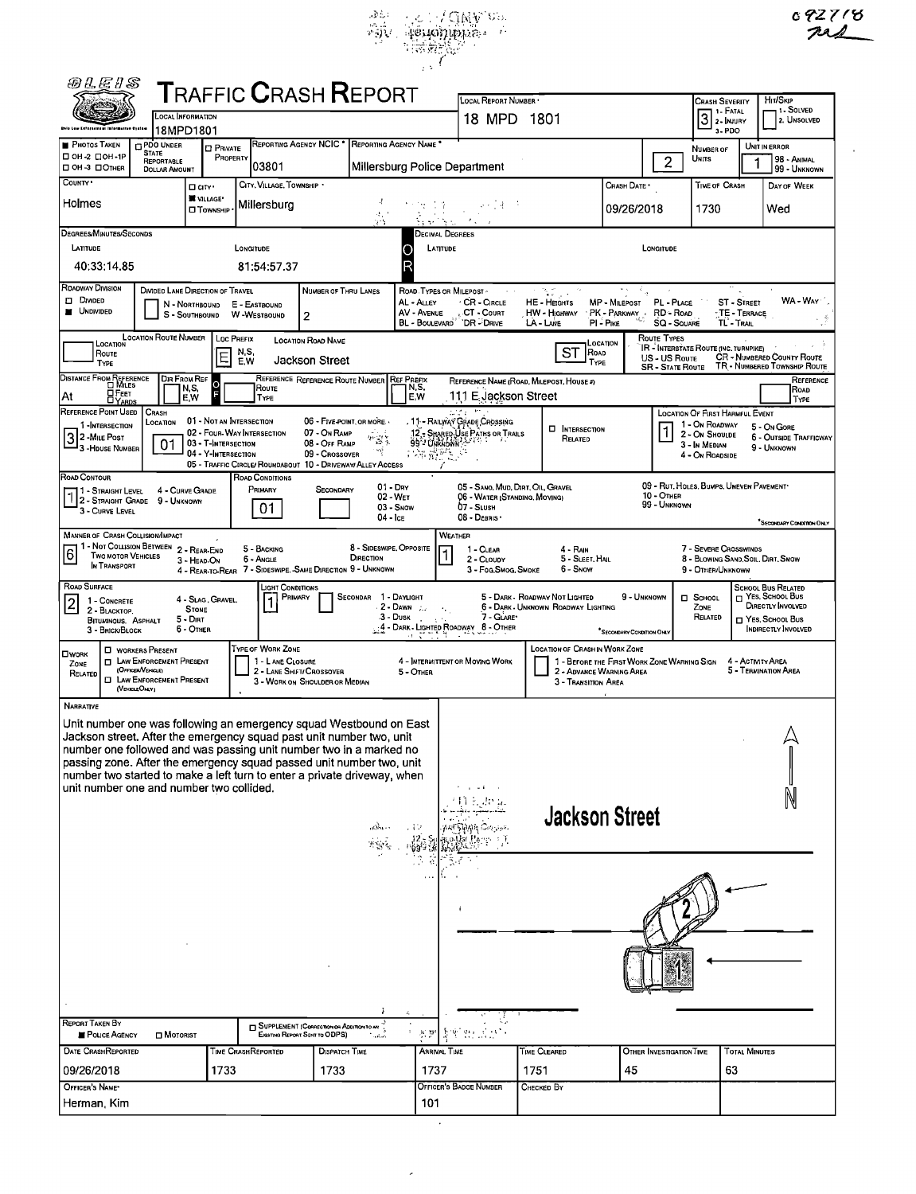092718

# TRAFFIC CRASH REPORT

OLEIS

| Field | Value |
|---|---|
| Local Information | 18MPD1801 |
| Local Report Number | 18 MPD 1801 |
| Crash Severity | 3 (1 - Fatal, 2 - Injury, 3 - PDO) |
| Hit/Skip | 1 - Solved, 2 - Unsolved |
| Photos Taken | OH-2, OH-1P, OH-3, Other |
| PDO Under State Reportable Dollar Amount | |
| Private Property | |
| Reporting Agency NCIC | 03801 |
| Reporting Agency Name | Millersburg Police Department |
| Number of Units | 2 |
| Unit in Error | 1 (98 - Animal, 99 - Unknown) |
| County | Holmes |
| City, Village, Township | Village: Millersburg |
| Crash Date | 09/26/2018 |
| Time of Crash | 1730 |
| Day of Week | Wed |
| Degrees/Minutes/Seconds Latitude | 40:33:14.85 |
| Longitude | 81:54:57.37 |

**Roadway Division:** Undivided
**Divided Lane Direction of Travel:** N - Northbound, E - Eastbound, S - Southbound, W - Westbound
**Number of Thru Lanes:** 2

**Road Types or Milepost:** AL - Alley, AV - Avenue, BL - Boulevard, CR - Circle, CT - Court, DR - Drive, HE - Heights, HW - Highway, LA - Lane, MP - Milepost, PK - Parkway, PI - Pike, PL - Place, RD - Road, SQ - Square, ST - Street, TE - Terrace, TL - Trail, WA - Way

| Location Route Number | Loc Prefix | Location Road Name | Location Road Type |
|---|---|---|---|
| | E | Jackson Street | ST |

**Route Types:** IR - Interstate Route (Inc. Turnpike), US - US Route, SR - State Route, CR - Numbered County Route, TR - Numbered Township Route

**Distance From Reference:** At
**Reference Name (Road, Milepost, House #):** 111 E Jackson Street

**Reference Point Used:** 3 (1 - Intersection, 2 - Mile Post, 3 - House Number)

**Crash Location:** 01 (01 - Not an Intersection, 02 - Four-Way Intersection, 03 - T-Intersection, 04 - Y-Intersection, 05 - Traffic Circle/Roundabout, 06 - Five-Point or More, 07 - On Ramp, 08 - Off Ramp, 09 - Crossover, 10 - Driveway/Alley Access, 11 - Railway Grade Crossing, 12 - Shared-Use Paths or Trails, 99 - Unknown)

**Intersection Related:** ☐

**Location of First Harmful Event:** 1 (1 - On Roadway, 2 - On Shoulde, 3 - In Median, 4 - On Roadside, 5 - On Gore, 6 - Outside Trafficway, 9 - Unknown)

**Road Contour:** 1 (1 - Straight Level, 2 - Straight Grade, 3 - Curve Level, 4 - Curve Grade, 9 - Unknown)

**Road Conditions:** Primary 01 (01 - Dry, 02 - Wet, 03 - Snow, 04 - Ice, 05 - Sand, Mud, Dirt, Oil, Gravel, 06 - Water (Standing, Moving), 07 - Slush, 08 - Debris, 09 - Rut, Holes, Bumps, Uneven Pavement, 10 - Other, 99 - Unknown)

**Manner of Crash Collision/Impact:** 6 (1 - Not Collision Between Two Motor Vehicles In Transport, 2 - Rear-End, 3 - Head-On, 4 - Rear-to-Rear, 5 - Backing, 6 - Angle, 7 - Sideswipe, Same Direction, 8 - Sideswipe, Opposite Direction, 9 - Unknown)

**Weather:** 1 (1 - Clear, 2 - Cloudy, 3 - Fog, Smog, Smoke, 4 - Rain, 5 - Sleet, Hail, 6 - Snow, 7 - Severe Crosswinds, 8 - Blowing Sand, Soil, Dirt, Snow, 9 - Other/Unknown)

**Road Surface:** 2 (1 - Concrete, 2 - Blacktop, Bituminous, Asphalt, 3 - Brick/Block, 4 - Slag, Gravel, Stone, 5 - Dirt, 6 - Other)

**Light Conditions:** Primary 1 (1 - Daylight, 2 - Dawn, 3 - Dusk, 4 - Dark - Lighted Roadway, 5 - Dark - Roadway Not Lighted, 6 - Dark - Unknown Roadway Lighting, 7 - Glare, 8 - Other, 9 - Unknown)

**School Zone Related:** ☐

**Work Zone Related:** ☐ Workers Present, ☐ Law Enforcement Present (Officer/Vehicle), ☐ Law Enforcement Present (Vehicle Only)

**Type of Work Zone:** 1 - Lane Closure, 2 - Lane Shift/Crossover, 3 - Work on Shoulder or Median, 4 - Intermittent or Moving Work, 5 - Other

**Location of Crash in Work Zone:** 1 - Before the First Work Zone Warning Sign, 2 - Advance Warning Area, 3 - Transition Area, 4 - Activity Area, 5 - Termination Area

## Narrative

Unit number one was following an emergency squad Westbound on East Jackson street. After the emergency squad past unit number two, unit number one followed and was passing unit number two in a marked no passing zone. After the emergency squad passed unit number two, unit number two started to make a left turn to enter a private driveway, when unit number one and number two collided.

Jackson Street

N

**Report Taken By:** Police Agency
**Supplement:** ☐

| Date Crash Reported | Time Crash Reported | Dispatch Time | Arrival Time | Time Cleared | Other Investigation Time | Total Minutes |
|---|---|---|---|---|---|---|
| 09/26/2018 | 1733 | 1733 | 1737 | 1751 | 45 | 63 |

| Officer's Name | Officer's Badge Number | Checked By |
|---|---|---|
| Herman, Kim | 101 | |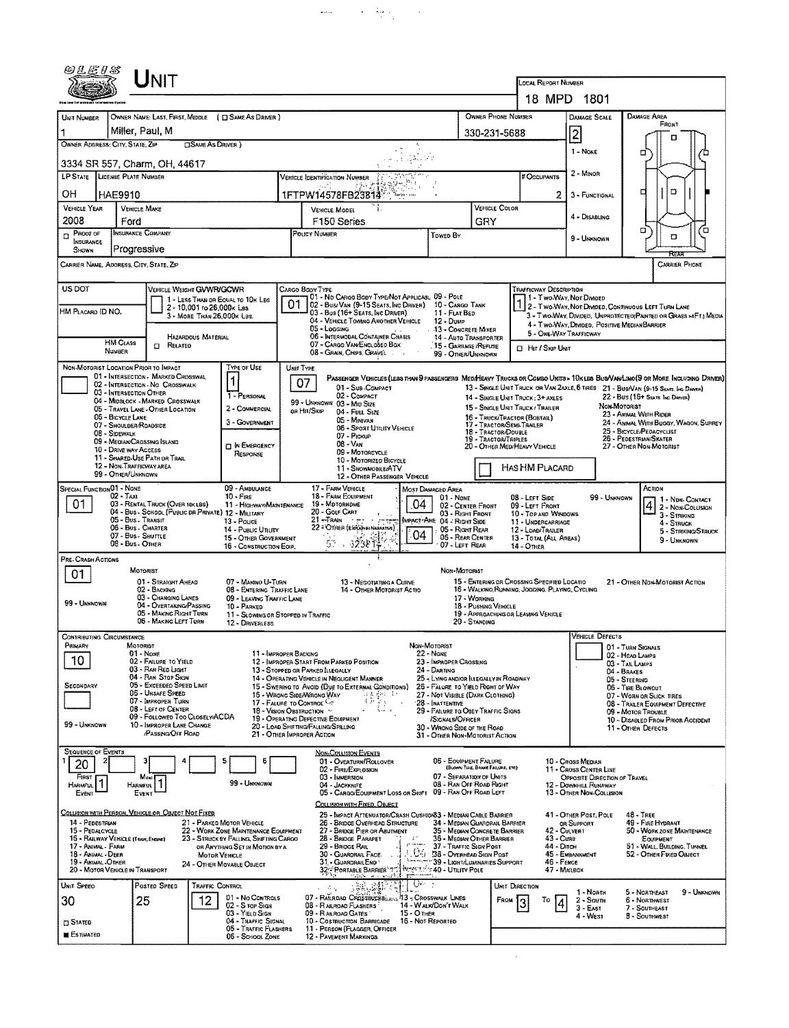# UNIT

**LOCAL REPORT NUMBER:** 18 MPD 1801

| UNIT NUMBER | OWNER NAME: LAST, FIRST, MIDDLE ( ☐ SAME AS DRIVER ) | OWNER PHONE NUMBER | DAMAGE SCALE | DAMAGE AREA |
|---|---|---|---|---|
| 1 | Miller, Paul, M | 330-231-5688 | 2 | FRONT |

**OWNER ADDRESS: CITY, STATE, ZIP** ( ☐ SAME AS DRIVER ): 3334 SR 557, Charm, OH, 44617

Damage Scale: 1 - NONE; 2 - MINOR; 3 - FUNCTIONAL; 4 - DISABLING; 9 - UNKNOWN

| LP STATE | LICENSE PLATE NUMBER | VEHICLE IDENTIFICATION NUMBER | # OCCUPANTS |
|---|---|---|---|
| OH | HAE9910 | 1FTPW14578FB23814 | 2 |

| VEHICLE YEAR | VEHICLE MAKE | VEHICLE MODEL | VEHICLE COLOR |
|---|---|---|---|
| 2008 | Ford | F150 Series | GRY |

| PROOF OF INSURANCE SHOWN | INSURANCE COMPANY | POLICY NUMBER | TOWED BY |
|---|---|---|---|
| ☐ | Progressive | | |

**CARRIER NAME, ADDRESS, CITY, STATE, ZIP:**

**CARRIER PHONE:**

**US DOT:**

**HM PLACARD ID NO.:**

**HM CLASS NUMBER:** ☐ RELATED — HAZARDOUS MATERIAL

**VEHICLE WEIGHT GVWR/GCWR:** 1 - LESS THAN OR EQUAL TO 10K LBS; 2 - 10,001 TO 26,000K LBS; 3 - MORE THAN 26,000K LBS.

**CARGO BODY TYPE:** 01
01 - NO CARGO BODY TYPE/NOT APPLICABLE; 02 - BUS/VAN (9-15 SEATS, INC DRIVER); 03 - BUS (16+ SEATS, INC DRIVER); 04 - VEHICLE TOWING ANOTHER VEHICLE; 05 - LOGGING; 06 - INTERMODAL CONTAINER CHASIS; 07 - CARGO VAN/ENCLOSED BOX; 08 - GRAIN, CHIPS, GRAVEL; 09 - POLE; 10 - CARGO TANK; 11 - FLAT BED; 12 - DUMP; 13 - CONCRETE MIXER; 14 - AUTO TRANSPORTER; 15 - GARBAGE/REFUSE; 99 - OTHER/UNKNOWN

**TRAFFICWAY DESCRIPTION:** 1
1 - TWO-WAY, NOT DIVIDED; 2 - TWO-WAY, NOT DIVIDED, CONTINUOUS LEFT TURN LANE; 3 - TWO-WAY, DIVIDED, UNPROTECTED(PAINTED OR GRASS >4FT.) MEDIA; 4 - TWO-WAY, DIVIDED, POSITIVE MEDIAN BARRIER; 5 - ONE-WAY TRAFFICWAY
☐ HIT / SKIP UNIT

**NON-MOTORIST LOCATION PRIOR TO IMPACT:**
01 - INTERSECTION - MARKED CROSSWAL; 02 - INTERSECTION - NO CROSSWALK; 03 - INTERSECTION OTHER; 04 - MIDBLOCK - MARKED CROSSWALK; 05 - TRAVEL LANE - OTHER LOCATION; 06 - BICYCLE LANE; 07 - SHOULDER/ROADSIDE; 08 - SIDEWALK; 09 - MEDIAN/CROSSING ISLAND; 10 - DRIVE WAY ACCESS; 11 - SHARED-USE PATH OR TRAIL; 12 - NON-TRAFFICWAY AREA; 99 - OTHER/UNKNOWN

**TYPE OF USE:** 1
1 - PERSONAL; 2 - COMMERCIAL; 3 - GOVERNMENT; ☐ IN EMERGENCY RESPONSE

**UNIT TYPE:** 07
PASSENGER VEHICLES (LESS THAN 9 PASSENGERS MED/HEAVY TRUCKS OR COMBO UNITS > 10K LBS BUS/VAN/LIMO(9 OR MORE INCLUDING DRIVER)
01 - SUB-COMPACT; 02 - COMPACT; 99 - UNKNOWN 03 - MID SIZE OR HIT/SKIP; 04 - FULL SIZE; 05 - MINIVAN; 06 - SPORT UTILITY VEHICLE; 07 - PICKUP; 08 - VAN; 09 - MOTORCYCLE; 10 - MOTORIZED BICYCLE; 11 - SNOWMOBILE/ATV; 12 - OTHER PASSENGER VEHICLE
13 - SINGLE UNIT TRUCK OR VAN 2AXLE, 6 TIRES; 14 - SINGLE UNIT TRUCK: 3+ AXLES; 15 - SINGLE UNIT TRUCK / TRAILER; 16 - TRUCK/TRACTOR (BOBTAIL); 17 - TRACTOR/SEMI-TRAILER; 18 - TRACTOR/DOUBLE; 19 - TRACTOR/TRIPLES; 20 - OTHER MED/HEAVY VEHICLE
21 - BUS/VAN (9-15 SEATS, INC DRIVER); 22 - BUS (16+ SEATS, INC DRIVER)
NON-MOTORIST: 23 - ANIMAL WITH RIDER; 24 - ANIMAL WITH BUGGY, WAGON, SURREY; 25 - BICYCLE/PEDACYCLIST; 26 - PEDESTRIAN/SKATER; 27 - OTHER NON-MOTORIST
☐ HAS HM PLACARD

**SPECIAL FUNCTION:** 01
01 - NONE; 02 - TAXI; 03 - RENTAL TRUCK (OVER 10K LBS); 04 - BUS - SCHOOL (PUBLIC OR PRIVATE); 05 - BUS - TRANSIT; 06 - BUS - CHARTER; 07 - BUS - SHUTTLE; 08 - BUS - OTHER; 09 - AMBULANCE; 10 - FIRE; 11 - HIGHWAY/MAINTENANCE; 12 - MILITARY; 13 - POLICE; 14 - PUBLIC UTILITY; 15 - OTHER GOVERNMENT; 16 - CONSTRUCTION EQIP.; 17 - FARM VEHICLE; 18 - FARM EQUIPMENT; 19 - MOTORHOME; 20 - GOLF CART; 21 - TRAIN; 22 - OTHER (EXPLAIN IN NARRATIVE)

**MOST DAMAGED AREA:** 04
**IMPACT ARE:** 04
01 - NONE; 02 - CENTER FRONT; 03 - RIGHT FRONT; 04 - RIGHT SIDE; 05 - RIGHT REAR; 06 - REAR CENTER; 07 - LEFT REAR; 08 - LEFT SIDE; 09 - LEFT FRONT; 10 - TOP AND WINDOWS; 11 - UNDERCARRIAGE; 12 - LOAD/TRAILER; 13 - TOTAL (ALL AREAS); 14 - OTHER; 99 - UNKNOWN

**ACTION:** 4
1 - NON-CONTACT; 2 - NON-COLLISION; 3 - STRIKING; 4 - STRUCK; 5 - STRIKING/STRUCK; 9 - UNKNOWN

**PRE-CRASH ACTIONS:** 01
MOTORIST: 01 - STRAIGHT AHEAD; 02 - BACKING; 03 - CHANGING LANES; 04 - OVERTAKING/PASSING; 05 - MAKING RIGHT TURN; 06 - MAKING LEFT TURN; 07 - MAKING U-TURN; 08 - ENTERING TRAFFIC LANE; 09 - LEAVING TRAFFIC LANE; 10 - PARKED; 11 - SLOWING OR STOPPED IN TRAFFIC; 12 - DRIVERLESS; 13 - NEGOTIATING A CURVE; 14 - OTHER MOTORIST ACTIO; 99 - UNKNOWN
NON-MOTORIST: 15 - ENTERING OR CROSSING SPECIFIED LOCATIO; 16 - WALKING, RUNNING, JOGGING, PLAYING, CYCLING; 17 - WORKING; 18 - PUSHING VEHICLE; 19 - APPROACHING OR LEAVING VEHICLE; 20 - STANDING; 21 - OTHER NON-MOTORIST ACTION

**CONTRIBUTING CIRCUMSTANCE:**
PRIMARY: 10
SECONDARY:
MOTORIST: 01 - NONE; 02 - FAILURE TO YIELD; 03 - RAN RED LIGHT; 04 - RAN STOP SIGN; 05 - EXCEEDED SPEED LIMIT; 06 - UNSAFE SPEED; 07 - IMPROPER TURN; 08 - LEFT OF CENTER; 09 - FOLLOWED TOO CLOSELY/ACDA; 10 - IMPROPER LANE CHANGE /PASSING/OFF ROAD; 11 - IMPROPER BACKING; 12 - IMPROPER START FROM PARKED POSITION; 13 - STOPPED OR PARKED ILLEGALLY; 14 - OPERATING VEHICLE IN NEGLIGENT MANNER; 15 - SWERING TO AVOID (DUE TO EXTERNAL CONDITIONS); 16 - WRONG SIDE/WRONG WAY; 17 - FAILURE TO CONTROL; 18 - VISION OBSTRUCTION; 19 - OPERATING DEFECTIVE EQUIPMENT; 20 - LOAD SHIFTING/FALLING/SPILLING; 21 - OTHER IMPROPER ACTION; 99 - UNKNOWN
NON-MOTORIST: 22 - NONE; 23 - IMPROPER CROSSING; 24 - DARTING; 25 - LYING AND/OR ILLEGALLY IN ROADWAY; 26 - FALURE TO YIELD RIGHT OF WAY; 27 - NOT VISIBLE (DARK CLOTHING); 28 - INATTENTIVE; 29 - FAILURE TO OBEY TRAFFIC SIGNS /SIGNALS/OFFICER; 30 - WRONG SIDE OF THE ROAD; 31 - OTHER NON-MOTORIST ACTION

**VEHICLE DEFECTS:**
01 - TURN SIGNALS; 02 - HEAD LAMPS; 03 - TAIL LAMPS; 04 - BRAKES; 05 - STEERING; 06 - TIRE BLOWOUT; 07 - WORN OR SLICK TIRES; 08 - TRAILER EQUIPMENT DEFECTIVE; 09 - MOTOR TROUBLE; 10 - DISABLED FROM PRIOR ACCIDENT; 11 - OTHER DEFECTS

**SEQUENCE OF EVENTS:** 1: 20
FIRST HARMFUL EVENT: 1; MOST HARMFUL EVENT: 1
99 - UNKNOWN

NON-COLLISION EVENTS: 01 - OVERTURN/ROLLOVER; 02 - FIRE/EXPLOSION; 03 - IMMERSION; 04 - JACKKNIFE; 05 - CARGO/EQUIPMENT LOSS OR SHIFT; 06 - EQUIPMENT FAILURE (BLOWN TIRE, BRAKE FAILURE, ETC); 07 - SEPARATION OF UNITS; 08 - RAN OFF ROAD RIGHT; 09 - RAN OFF ROAD LEFT; 10 - CROSS MEDIAN; 11 - CROSS CENTER LINE OPPOSITE DIRECTION OF TRAVEL; 12 - DOWNHILL RUNAWAY; 13 - OTHER NON-COLLISION

COLLISION WITH PERSON, VEHICLE OR OBJECT NOT FIXED: 14 - PEDESTRIAN; 15 - PEDALCYCLE; 16 - RAILWAY VEHICLE (TRAIN, ENGINE); 17 - ANIMAL - FARM; 18 - ANIMAL - DEER; 19 - ANIMAL - OTHER; 20 - MOTOR VEHICLE IN TRANSPORT; 21 - PARKED MOTOR VEHICLE; 22 - WORK ZONE MAINTENANCE EQUIPMENT; 23 - STRUCK BY FALLING, SHIFTING CARGO OR ANYTHING SET IN MOTION BY A MOTOR VEHICLE; 24 - OTHER MOVABLE OBJECT

COLLISION WITH FIXED, OBJECT: 25 - IMPACT ATTENUATOR/CRASH CUSHION; 26 - BRIDGE OVERHEAD STRUCTURE; 27 - BRIDGE PIER OR ABUTMENT; 28 - BRIDGE PARAPET; 29 - BRIDGE RAIL; 30 - GUARDRAIL FACE; 31 - GUARDRAIL END; 32 - PORTABLE BARRIER; 33 - MEDIAN CABLE BARRIER; 34 - MEDIAN GUARDRAIL BARRIER; 35 - MEDIAN CONCRETE BARRIER; 36 - MEDIAN OTHER BARRIER; 37 - TRAFFIC SIGN POST; 38 - OVERHEAD SIGN POST; 39 - LIGHT/LUMINARIES SUPPORT; 40 - UTILITY POLE; 41 - OTHER POST, POLE OR SUPPORT; 42 - CULVERT; 43 - CURB; 44 - DITCH; 45 - EMBANKMENT; 46 - FENCE; 47 - MAILBOX; 48 - TREE; 49 - FIRE HYDRANT; 50 - WORK ZONE MAINTENANCE EQUIPMENT; 51 - WALL, BUILDING, TUNNEL; 52 - OTHER FIXED OBJECT

| UNIT SPEED | POSTED SPEED | TRAFFIC CONTROL | UNIT DIRECTION |
|---|---|---|---|
| 30 | 25 | 12 | FROM 3 TO 4 |

☐ STATED ■ ESTIMATED

TRAFFIC CONTROL: 01 - NO CONTROLS; 02 - STOP SIGN; 03 - YIELD SIGN; 04 - TRAFFIC SIGNAL; 05 - TRAFFIC FLASHERS; 06 - SCHOOL ZONE; 07 - RAILROAD CROSSBUCKS; 08 - RAILROAD FLASHERS; 09 - RAILROAD GATES; 10 - COSTRUCTION BARRICADE; 11 - PERSON (FLAGGER, OFFICER); 12 - PAVEMENT MARKINGS; 13 - CROSSWALK LINES; 14 - WALK/DON'T WALK; 15 - OTHER; 16 - NOT REPORTED

UNIT DIRECTION: 1 - NORTH; 2 - SOUTH; 3 - EAST; 4 - WEST; 5 - NORTHEAST; 6 - NORTHWEST; 7 - SOUTHEAST; 8 - SOUTHWEST; 9 - UNKNOWN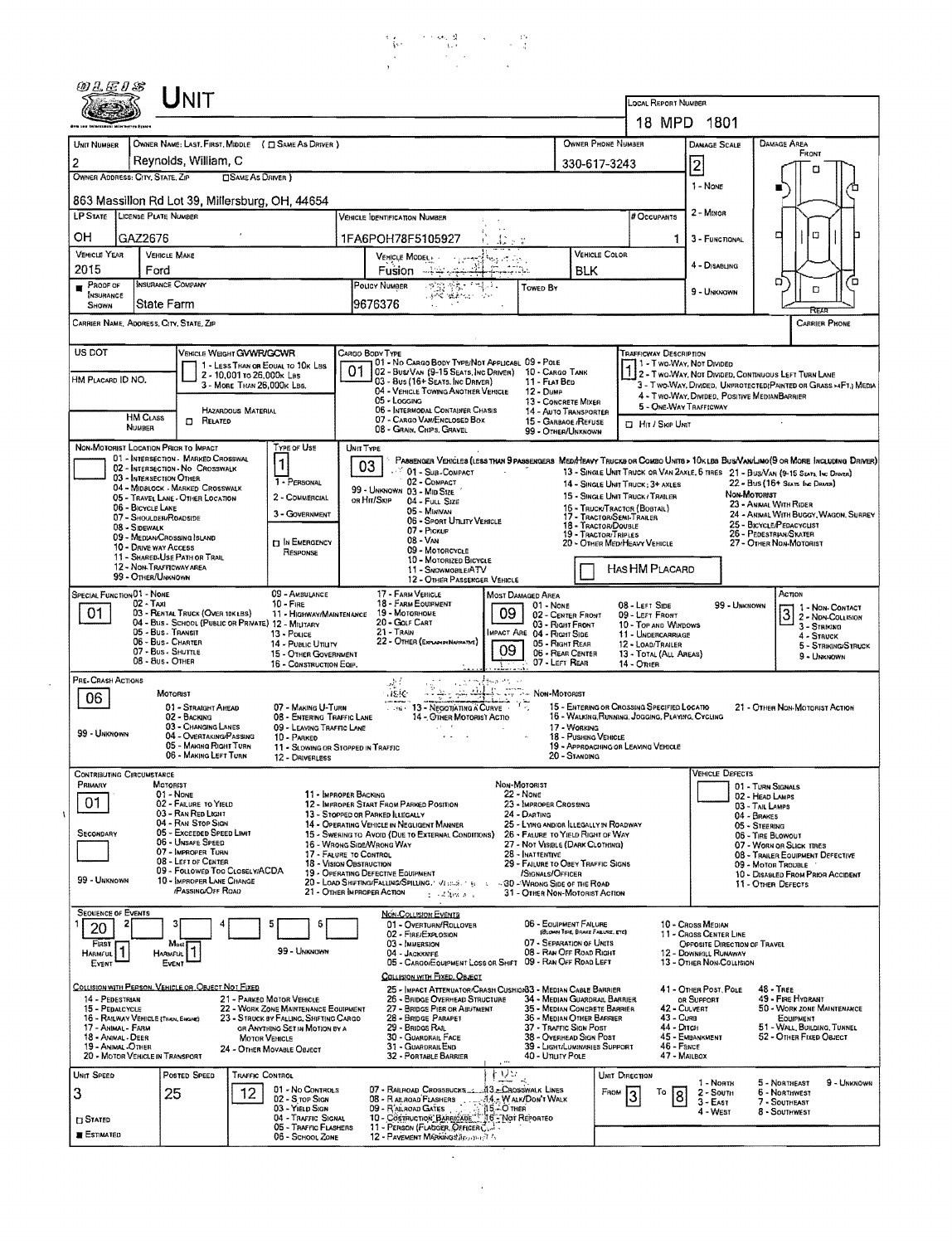# Unit

**Local Report Number:** 18 MPD 1801

| Unit Number | Owner Name: Last, First, Middle (☐ Same As Driver) | Owner Phone Number | Damage Scale | Damage Area |
|---|---|---|---|---|
| 2 | Reynolds, William, C | 330-617-3243 | 2 | Front |

**Owner Address: City, State, Zip** (☐ Same As Driver): 863 Massillon Rd Lot 39, Millersburg, OH, 44654

Damage Scale: 1 - None; 2 - Minor; 3 - Functional; 4 - Disabling; 9 - Unknown

| LP State | License Plate Number | Vehicle Identification Number | # Occupants |
|---|---|---|---|
| OH | GAZ2676 | 1FA6POH78F5105927 | 1 |

| Vehicle Year | Vehicle Make | Vehicle Model | Vehicle Color |
|---|---|---|---|
| 2015 | Ford | Fusion | BLK |

| Proof of Insurance Shown | Insurance Company | Policy Number | Towed By |
|---|---|---|---|
| ■ | State Farm | 9676376 | |

**Carrier Name, Address, City, State, Zip:**

**Carrier Phone:**

**US DOT:**

**HM Placard ID No.:**

**HM Class Number:**

**Vehicle Weight GVWR/GCWR:** 1 - Less Than or Equal to 10k Lbs; 2 - 10,001 to 26,000k Lbs; 3 - More Than 26,000k Lbs.

**Hazardous Material:** ☐ Related

**Cargo Body Type:** 01
01 - No Cargo Body Type/Not Applicable; 02 - Bus/Van (9-15 Seats, Inc Driver); 03 - Bus (16+ Seats, Inc Driver); 04 - Vehicle Towing Another Vehicle; 05 - Logging; 06 - Intermodal Container Chassis; 07 - Cargo Van/Enclosed Box; 08 - Grain, Chips, Gravel; 09 - Pole; 10 - Cargo Tank; 11 - Flat Bed; 12 - Dump; 13 - Concrete Mixer; 14 - Auto Transporter; 15 - Garbage/Refuse; 99 - Other/Unknown

**Trafficway Description:** 1
1 - Two-Way, Not Divided; 2 - Two-Way, Not Divided, Continuous Left Turn Lane; 3 - Two-Way, Divided, Unprotected (Painted or Grass >4Ft.) Media; 4 - Two-Way, Divided, Positive MedianBarrier; 5 - One-Way Trafficway

☐ Hit / Skip Unit

**Non-Motorist Location Prior to Impact:**
01 - Intersection - Marked Crosswalk; 02 - Intersection - No Crosswalk; 03 - Intersection Other; 04 - Midblock - Marked Crosswalk; 05 - Travel Lane - Other Location; 06 - Bicycle Lane; 07 - Shoulder/Roadside; 08 - Sidewalk; 09 - Median/Crossing Island; 10 - Drive way Access; 11 - Shared-Use Path or Trail; 12 - Non-Trafficway Area; 99 - Other/Unknown

**Type of Use:** 1
1 - Personal; 2 - Commercial; 3 - Government; ☐ In Emergency Response

**Unit Type:** 03
Passenger Vehicles (less than 9 passengers): 01 - Sub-Compact; 02 - Compact; 99 - Unknown 03 - Mid Size or Hit/Skip; 04 - Full Size; 05 - Minivan; 06 - Sport Utility Vehicle; 07 - Pickup; 08 - Van; 09 - Motorcycle; 10 - Motorized Bicycle; 11 - Snowmobile/ATV; 12 - Other Passenger Vehicle
Med/Heavy Trucks or Combo Units > 10k lbs Bus/Van/Limo (9 or More Including Driver): 13 - Single Unit Truck or Van 2axle, 6 Tires; 14 - Single Unit Truck; 3+ Axles; 15 - Single Unit Truck / Trailer; 16 - Truck/Tractor (Bobtail); 17 - Tractor/Semi-Trailer; 18 - Tractor/Double; 19 - Tractor/Triples; 20 - Other Med/Heavy Vehicle; 21 - Bus/Van (9-15 Seats, Inc Driver); 22 - Bus (16+ Seats, Inc Driver)
Non-Motorist: 23 - Animal With Rider; 24 - Animal With Buggy, Wagon, Surrey; 25 - Bicycle/Pedacyclist; 26 - Pedestrian/Skater; 27 - Other Non-Motorist

☐ Has HM Placard

**Special Function:** 01
01 - None; 02 - Taxi; 03 - Rental Truck (Over 10k lbs); 04 - Bus - School (Public or Private); 05 - Bus - Transit; 06 - Bus - Charter; 07 - Bus - Shuttle; 08 - Bus - Other; 09 - Ambulance; 10 - Fire; 11 - Highway/Maintenance; 12 - Military; 13 - Police; 14 - Public Utility; 15 - Other Government; 16 - Construction Eqip.; 17 - Farm Vehicle; 18 - Farm Equipment; 19 - Motorhome; 20 - Golf Cart; 21 - Train; 22 - Other (Explain in Narrative)

**Most Damaged Area:** 09 | **Impact Are:** 09
01 - None; 02 - Center Front; 03 - Right Front; 04 - Right Side; 05 - Right Rear; 06 - Rear Center; 07 - Left Rear; 08 - Left Side; 09 - Left Front; 10 - Top and Windows; 11 - Undercarriage; 12 - Load/Trailer; 13 - Total (All Areas); 14 - Other; 99 - Unknown

**Action:** 3
1 - Non-Contact; 2 - Non-Collision; 3 - Striking; 4 - Struck; 5 - Striking/Struck; 9 - Unknown

**Pre-Crash Actions:** 06
Motorist: 01 - Straight Ahead; 02 - Backing; 03 - Changing Lanes; 04 - Overtaking/Passing; 05 - Making Right Turn; 06 - Making Left Turn; 07 - Making U-Turn; 08 - Entering Traffic Lane; 09 - Leaving Traffic Lane; 10 - Parked; 11 - Slowing or Stopped in Traffic; 12 - Driverless; 13 - Negotiating a Curve; 14 - Other Motorist Actio; 99 - Unknown
Non-Motorist: 15 - Entering or Crossing Specified Locatio; 16 - Walking, Running, Jogging, Playing, Cycling; 17 - Working; 18 - Pushing Vehicle; 19 - Approaching or Leaving Vehicle; 20 - Standing; 21 - Other Non-Motorist Action

**Contributing Circumstance:**
Primary: 01
Secondary:
Motorist: 01 - None; 02 - Failure to Yield; 03 - Ran Red Light; 04 - Ran Stop Sign; 05 - Exceeded Speed Limit; 06 - Unsafe Speed; 07 - Improper Turn; 08 - Left of Center; 09 - Followed Too Closely/ACDA; 10 - Improper Lane Change /Passing/Off Road; 11 - Improper Backing; 12 - Improper Start From Parked Position; 13 - Stopped or Parked Illegally; 14 - Operating Vehicle in Negligent Manner; 15 - Swering to Avoid (Due to External Conditions); 16 - Wrong Side/Wrong Way; 17 - Failure to Control; 18 - Vision Obstruction; 19 - Operating Defective Equipment; 20 - Load Shifting/Falling/Spilling; 21 - Other Improper Action; 99 - Unknown
Non-Motorist: 22 - None; 23 - Improper Crossing; 24 - Darting; 25 - Lying and/or Illegally in Roadway; 26 - Failure to Yield Right of Way; 27 - Not Visible (Dark Clothing); 28 - Inattentive; 29 - Failure to Obey Traffic Signs /Signals/Officer; 30 - Wrong Side of the Road; 31 - Other Non-Motorist Action

**Vehicle Defects:** 01 - Turn Signals; 02 - Head Lamps; 03 - Tail Lamps; 04 - Brakes; 05 - Steering; 06 - Tire Blowout; 07 - Worn or Slick Tires; 08 - Trailer Equipment Defective; 09 - Motor Trouble; 10 - Disabled From Prior Accident; 11 - Other Defects

**Sequence of Events:**

| 1 | 2 | 3 | 4 | 5 | 6 |
|---|---|---|---|---|---|
| 20 | | | | | |

First Harmful Event: 1 | Most Harmful Event: 1 | 99 - Unknown

Non-Collision Events: 01 - Overturn/Rollover; 02 - Fire/Explosion; 03 - Immersion; 04 - Jackknife; 05 - Cargo/Equipment Loss or Shift; 06 - Equipment Failure (Blown Tire, Brake Failure, etc); 07 - Separation of Units; 08 - Ran Off Road Right; 09 - Ran Off Road Left; 10 - Cross Median; 11 - Cross Center Line Opposite Direction of Travel; 12 - Downhill Runaway; 13 - Other Non-Collision

Collision with Person, Vehicle or Object Not Fixed: 14 - Pedestrian; 15 - Pedalcycle; 16 - Railway Vehicle (Train, Engine); 17 - Animal - Farm; 18 - Animal - Deer; 19 - Animal - Other; 20 - Motor Vehicle in Transport; 21 - Parked Motor Vehicle; 22 - Work Zone Maintenance Equipment; 23 - Struck by Falling, Shifting Cargo or Anything Set in Motion by a Motor Vehicle; 24 - Other Movable Object

Collision with Fixed, Object: 25 - Impact Attenuator/Crash Cushion; 26 - Bridge Overhead Structure; 27 - Bridge Pier or Abutment; 28 - Bridge Parapet; 29 - Bridge Rail; 30 - Guardrail Face; 31 - Guardrail End; 32 - Portable Barrier; 33 - Median Cable Barrier; 34 - Median Guardrail Barrier; 35 - Median Concrete Barrier; 36 - Median Other Barrier; 37 - Traffic Sign Post; 38 - Overhead Sign Post; 39 - Light/Luminaries Support; 40 - Utility Pole; 41 - Other Post, Pole or Support; 42 - Culvert; 43 - Curb; 44 - Ditch; 45 - Embankment; 46 - Fence; 47 - Mailbox; 48 - Tree; 49 - Fire Hydrant; 50 - Work Zone Maintenance Equipment; 51 - Wall, Building, Tunnel; 52 - Other Fixed Object

| Unit Speed | Posted Speed | Traffic Control | Unit Direction |
|---|---|---|---|
| 3 | 25 | 12 | From 3 To 8 |

☐ Stated ■ Estimated

Traffic Control: 01 - No Controls; 02 - Stop Sign; 03 - Yield Sign; 04 - Traffic Signal; 05 - Traffic Flashers; 06 - School Zone; 07 - Railroad Crossbucks; 08 - Railroad Flashers; 09 - Railroad Gates; 10 - Costruction Barricade; 11 - Person (Flagger, Officer); 12 - Pavement Markings; 13 - Crosswalk Lines; 14 - Walk/Don't Walk; 15 - Other; 16 - Not Reported

Unit Direction: 1 - North; 2 - South; 3 - East; 4 - West; 5 - Northeast; 6 - Northwest; 7 - Southeast; 8 - Southwest; 9 - Unknown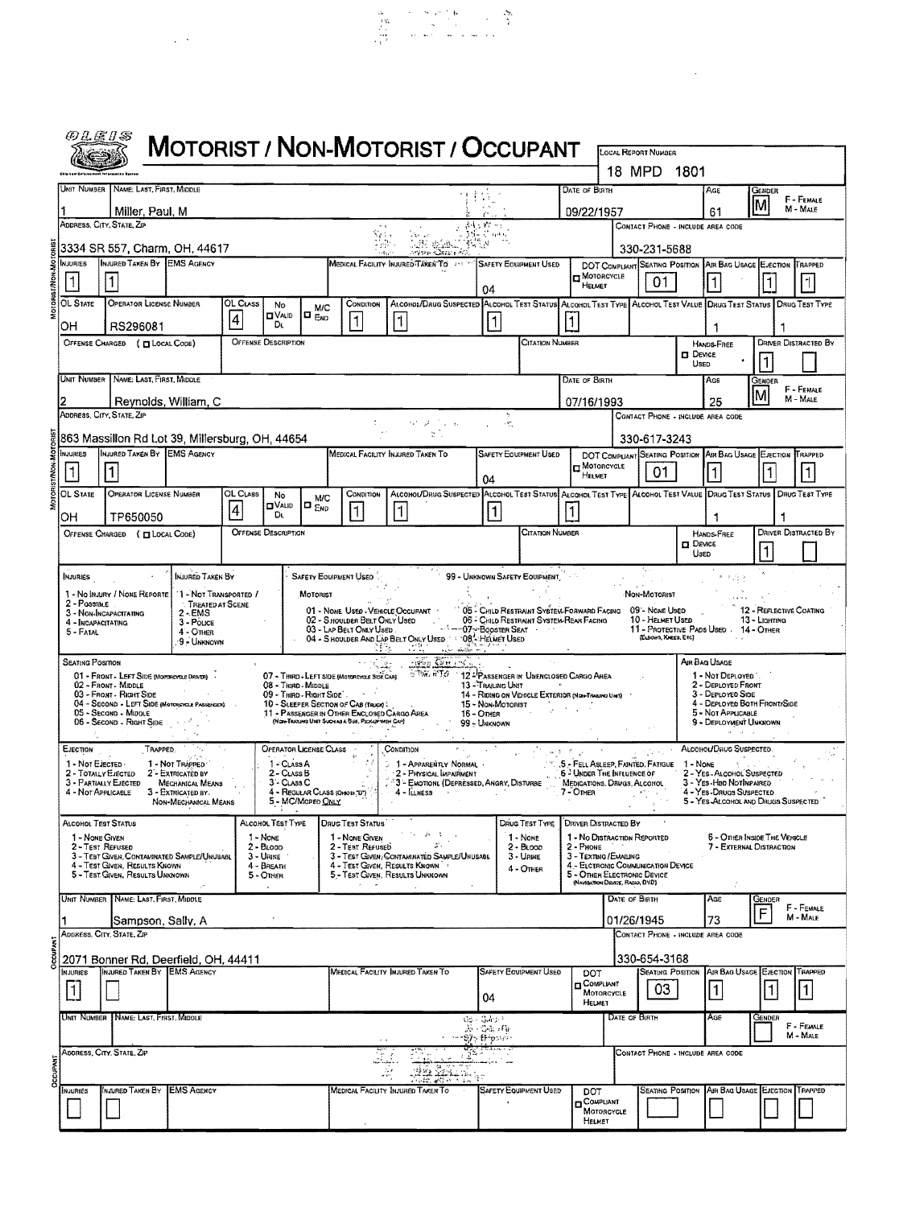# MOTORIST / NON-MOTORIST / OCCUPANT

LOCAL REPORT NUMBER: 18 MPD 1801

## MOTORIST/NON-MOTORIST

| UNIT NUMBER | NAME: LAST, FIRST, MIDDLE | DATE OF BIRTH | AGE | GENDER |
|---|---|---|---|---|
| 1 | Miller, Paul, M | 09/22/1957 | 61 | M |

ADDRESS, CITY, STATE, ZIP: 3334 SR 557, Charm, OH, 44617

CONTACT PHONE - INCLUDE AREA CODE: 330-231-5688

| INJURIES | INJURED TAKEN BY | EMS AGENCY | MEDICAL FACILITY INJURED TAKEN TO | SAFETY EQUIPMENT USED | DOT COMPLIANT MOTORCYCLE HELMET | SEATING POSITION | AIR BAG USAGE | EJECTION | TRAPPED |
|---|---|---|---|---|---|---|---|---|---|
| 1 | 1 | | | 04 | | 01 | 1 | 1 | 1 |

| OL STATE | OPERATOR LICENSE NUMBER | OL CLASS | NO VALID DL | M/C END | CONDITION | ALCOHOL/DRUG SUSPECTED | ALCOHOL TEST STATUS | ALCOHOL TEST TYPE | ALCOHOL TEST VALUE | DRUG TEST STATUS | DRUG TEST TYPE |
|---|---|---|---|---|---|---|---|---|---|---|---|
| OH | RS296081 | 4 | | | 1 | 1 | 1 | 1 | | 1 | 1 |

| OFFENSE CHARGED (LOCAL CODE) | OFFENSE DESCRIPTION | CITATION NUMBER | HANDS-FREE DEVICE USED | DRIVER DISTRACTED BY |
|---|---|---|---|---|
| | | | | 1 |

| UNIT NUMBER | NAME: LAST, FIRST, MIDDLE | DATE OF BIRTH | AGE | GENDER |
|---|---|---|---|---|
| 2 | Reynolds, William, C | 07/16/1993 | 25 | M |

ADDRESS, CITY, STATE, ZIP: 863 Massillon Rd Lot 39, Millersburg, OH, 44654

CONTACT PHONE - INCLUDE AREA CODE: 330-617-3243

| INJURIES | INJURED TAKEN BY | EMS AGENCY | MEDICAL FACILITY INJURED TAKEN TO | SAFETY EQUIPMENT USED | DOT COMPLIANT MOTORCYCLE HELMET | SEATING POSITION | AIR BAG USAGE | EJECTION | TRAPPED |
|---|---|---|---|---|---|---|---|---|---|
| 1 | 1 | | | 04 | | 01 | 1 | 1 | 1 |

| OL STATE | OPERATOR LICENSE NUMBER | OL CLASS | NO VALID DL | M/C END | CONDITION | ALCOHOL/DRUG SUSPECTED | ALCOHOL TEST STATUS | ALCOHOL TEST TYPE | ALCOHOL TEST VALUE | DRUG TEST STATUS | DRUG TEST TYPE |
|---|---|---|---|---|---|---|---|---|---|---|---|
| OH | TP650050 | 4 | | | 1 | 1 | 1 | 1 | | 1 | 1 |

| OFFENSE CHARGED (LOCAL CODE) | OFFENSE DESCRIPTION | CITATION NUMBER | HANDS-FREE DEVICE USED | DRIVER DISTRACTED BY |
|---|---|---|---|---|
| | | | | 1 |

## CODES

**INJURIES**
1 - No Injury / None Reported
2 - Possible
3 - Non-Incapacitating
4 - Incapacitating
5 - Fatal

**INJURED TAKEN BY**
1 - Not Transported / Treated at Scene
2 - EMS
3 - Police
4 - Other
9 - Unknown

**SAFETY EQUIPMENT USED**
Motorist
01 - None Used - Vehicle Occupant
02 - Shoulder Belt Only Used
03 - Lap Belt Only Used
04 - Shoulder and Lap Belt Only Used
05 - Child Restraint System-Forward Facing
06 - Child Restraint System-Rear Facing
07 - Booster Seat
08 - Helmet Used
99 - Unknown Safety Equipment

Non-Motorist
09 - None Used
10 - Helmet Used
11 - Protective Pads Used (Elbows, Knees, Etc)
12 - Reflective Coating
13 - Lighting
14 - Other

**SEATING POSITION**
01 - Front - Left Side (Motorcycle Driver)
02 - Front - Middle
03 - Front - Right Side
04 - Second - Left Side (Motorcycle Passenger)
05 - Second - Middle
06 - Second - Right Side
07 - Third - Left Side (Motorcycle Side Car)
08 - Third - Middle
09 - Third - Right Side
10 - Sleeper Section of Cab (Truck)
11 - Passenger in Other Enclosed Cargo Area (Non-Trailing Unit Such as a Bus, Pick-up with Cap)
12 - Passenger in Unenclosed Cargo Area
13 - Trailing Unit
14 - Riding on Vehicle Exterior (Non-Trailing Unit)
15 - Non-Motorist
16 - Other
99 - Unknown

**AIR BAG USAGE**
1 - Not Deployed
2 - Deployed Front
3 - Deployed Side
4 - Deployed Both Front/Side
5 - Not Applicable
9 - Deployment Unknown

**EJECTION**
1 - Not Ejected
2 - Totally Ejected
3 - Partially Ejected
4 - Not Applicable

**TRAPPED**
1 - Not Trapped
2 - Extricated by Mechanical Means
3 - Extricated by Non-Mechanical Means

**OPERATOR LICENSE CLASS**
1 - Class A
2 - Class B
3 - Class C
4 - Regular Class (Ohio is "D")
5 - M/C/Moped Only

**CONDITION**
1 - Apparently Normal
2 - Physical Impairment
3 - Emotionl (Depressed, Angry, Disturbe
4 - Illness
5 - Fell Asleep, Fainted, Fatigue
6 - Under The Influence of Medications, Drugs, Alcohol
7 - Other

**ALCOHOL/DRUG SUSPECTED**
1 - None
2 - Yes - Alcohol Suspected
3 - Yes - Hbd Notimpaired
4 - Yes - Drugs Suspected
5 - Yes - Alcohol and Drugs Suspected

**ALCOHOL TEST STATUS**
1 - None Given
2 - Test Refused
3 - Test Given, Contaminated Sample/Unusabl
4 - Test Given, Results Known
5 - Test Given, Results Unknown

**ALCOHOL TEST TYPE**
1 - None
2 - Blood
3 - Urine
4 - Breath
5 - Other

**DRUG TEST STATUS**
1 - None Given
2 - Test Refused
3 - Test Given, Contaminated Sample/Unusabl
4 - Test Given, Results Known
5 - Test Given, Results Unknown

**DRUG TEST TYPE**
1 - None
2 - Blood
3 - Urine
4 - Other

**DRIVER DISTRACTED BY**
1 - No Distraction Reported
2 - Phone
3 - Texting / Emailing
4 - Electronic Communication Device
5 - Other Electronic Device (Navigation Device, Radio, DVD)
6 - Other Inside The Vehicle
7 - External Distraction

## OCCUPANT

| UNIT NUMBER | NAME: LAST, FIRST, MIDDLE | DATE OF BIRTH | AGE | GENDER |
|---|---|---|---|---|
| 1 | Sampson, Sally, A | 01/26/1945 | 73 | F |

ADDRESS, CITY, STATE, ZIP: 2071 Bonner Rd, Deerfield, OH, 44411

CONTACT PHONE - INCLUDE AREA CODE: 330-654-3168

| INJURIES | INJURED TAKEN BY | EMS AGENCY | MEDICAL FACILITY INJURED TAKEN TO | SAFETY EQUIPMENT USED | DOT COMPLIANT MOTORCYCLE HELMET | SEATING POSITION | AIR BAG USAGE | EJECTION | TRAPPED |
|---|---|---|---|---|---|---|---|---|---|
| 1 | | | | 04 | | 03 | 1 | 1 | 1 |

| UNIT NUMBER | NAME: LAST, FIRST, MIDDLE | DATE OF BIRTH | AGE | GENDER |
|---|---|---|---|---|
| | | | | |

ADDRESS, CITY, STATE, ZIP:

CONTACT PHONE - INCLUDE AREA CODE:

| INJURIES | INJURED TAKEN BY | EMS AGENCY | MEDICAL FACILITY INJURED TAKEN TO | SAFETY EQUIPMENT USED | DOT COMPLIANT MOTORCYCLE HELMET | SEATING POSITION | AIR BAG USAGE | EJECTION | TRAPPED |
|---|---|---|---|---|---|---|---|---|---|
| | | | | | | | | | |